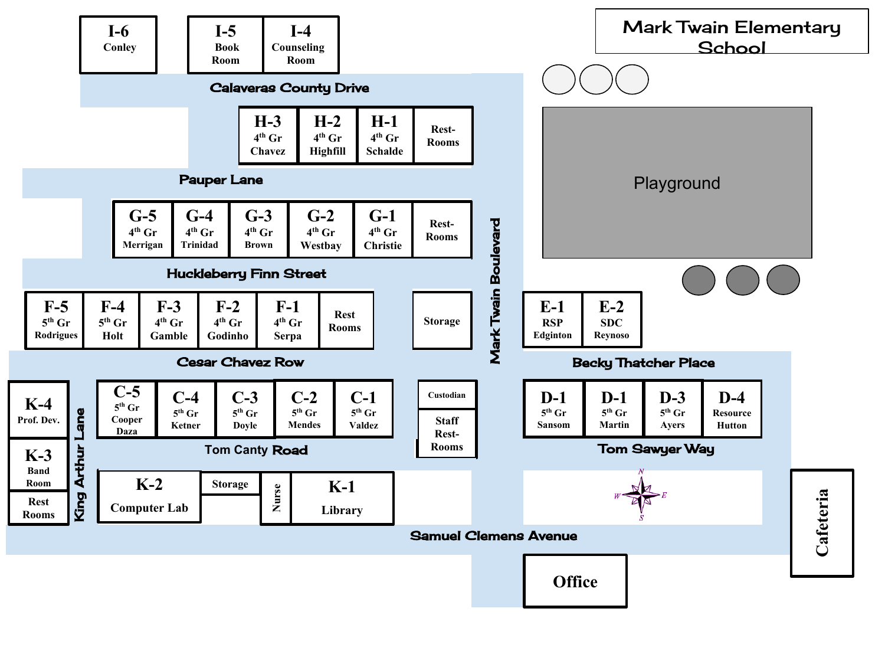# Mark Twain Elementary School

| Room | Label |
| --- | --- |
| I-6 | Conley |
| I-5 | Book Room |
| I-4 | Counseling Room |

**Calaveras County Drive**

| H-3 | H-2 | H-1 | |
| --- | --- | --- | --- |
| 4th Gr Chavez | 4th Gr Highfill | 4th Gr Schalde | Rest-Rooms |

**Pauper Lane**

| G-5 | G-4 | G-3 | G-2 | G-1 | |
| --- | --- | --- | --- | --- | --- |
| 4th Gr Merrigan | 4th Gr Trinidad | 4th Gr Brown | 4th Gr Westbay | 4th Gr Christie | Rest-Rooms |

**Huckleberry Finn Street**

| F-5 | F-4 | F-3 | F-2 | F-1 | | |
| --- | --- | --- | --- | --- | --- | --- |
| 5th Gr Rodrigues | 5th Gr Holt | 4th Gr Gamble | 4th Gr Godinho | 4th Gr Serpa | Rest Rooms | Storage |

**Cesar Chavez Row**

| C-5 | C-4 | C-3 | C-2 | C-1 | |
| --- | --- | --- | --- | --- | --- |
| 5th Gr Cooper Daza | 5th Gr Ketner | 5th Gr Doyle | 5th Gr Mendes | 5th Gr Valdez | Custodian / Staff Rest-Rooms |

**Tom Canty Road**

| K-4 | K-3 | | K-2 | | | K-1 |
| --- | --- | --- | --- | --- | --- | --- |
| Prof. Dev. | Band Room | Rest Rooms | Computer Lab | Storage | Nurse | Library |

**King Arthur Lane**

**Samuel Clemens Avenue**

**Mark Twain Boulevard**

Playground

| E-1 | E-2 |
| --- | --- |
| RSP Edginton | SDC Reynoso |

**Becky Thatcher Place**

| D-1 | D-1 | D-3 | D-4 |
| --- | --- | --- | --- |
| 5th Gr Sansom | 5th Gr Martin | 5th Gr Ayers | Resource Hutton |

**Tom Sawyer Way**

N / W / E / S

Cafeteria

Office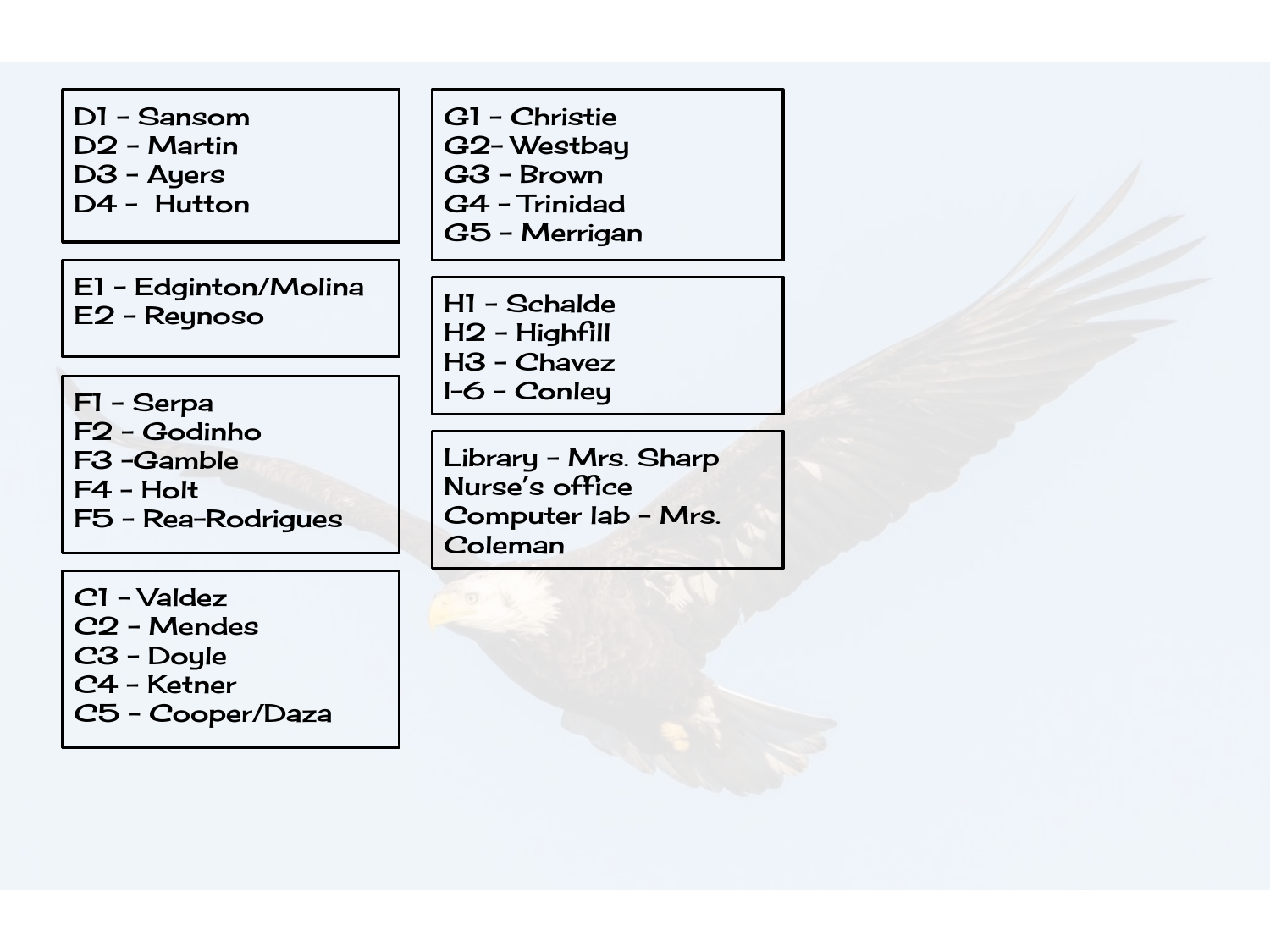D1 - Sansom
D2 - Martin
D3 - Ayers
D4 - Hutton

E1 - Edginton/Molina
E2 - Reynoso

F1 - Serpa
F2 - Godinho
F3 -Gamble
F4 - Holt
F5 - Rea-Rodrigues

C1 - Valdez
C2 - Mendes
C3 - Doyle
C4 - Ketner
C5 - Cooper/Daza

G1 - Christie
G2- Westbay
G3 - Brown
G4 - Trinidad
G5 - Merrigan

H1 - Schalde
H2 - Highfill
H3 - Chavez
I-6 - Conley

Library - Mrs. Sharp
Nurse's office
Computer lab - Mrs. Coleman